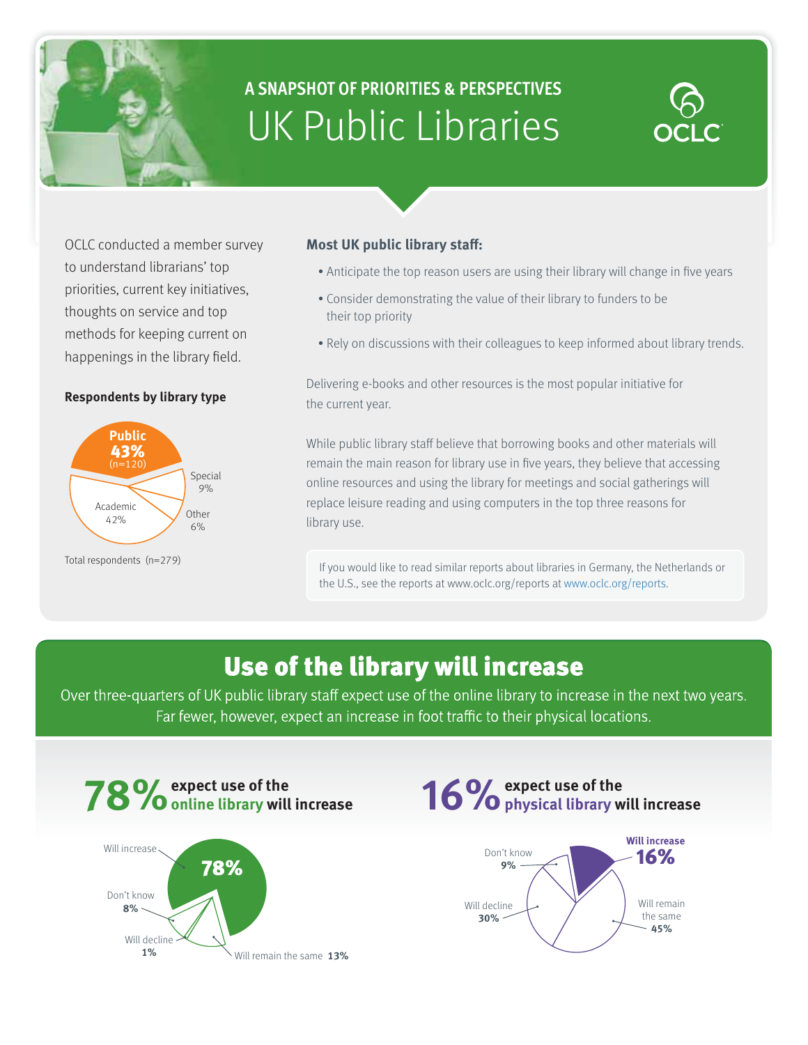## A SNAPSHOT OF PRIORITIES & PERSPECTIVES

# UK Public Libraries

OCLC

OCLC conducted a member survey to understand librarians' top priorities, current key initiatives, thoughts on service and top methods for keeping current on happenings in the library field.

**Respondents by library type**

- Public 43% (n=120)
- Academic 42%
- Special 9%
- Other 6%

Total respondents (n=279)

**Most UK public library staff:**

- Anticipate the top reason users are using their library will change in five years
- Consider demonstrating the value of their library to funders to be their top priority
- Rely on discussions with their colleagues to keep informed about library trends.

Delivering e-books and other resources is the most popular initiative for the current year.

While public library staff believe that borrowing books and other materials will remain the main reason for library use in five years, they believe that accessing online resources and using the library for meetings and social gatherings will replace leisure reading and using computers in the top three reasons for library use.

If you would like to read similar reports about libraries in Germany, the Netherlands or the U.S., see the reports at www.oclc.org/reports at www.oclc.org/reports.

## Use of the library will increase

Over three-quarters of UK public library staff expect use of the online library to increase in the next two years. Far fewer, however, expect an increase in foot traffic to their physical locations.

### 78% expect use of the online library will increase

- Will increase 78%
- Don't know 8%
- Will decline 1%
- Will remain the same 13%

### 16% expect use of the physical library will increase

- Will increase 16%
- Don't know 9%
- Will decline 30%
- Will remain the same 45%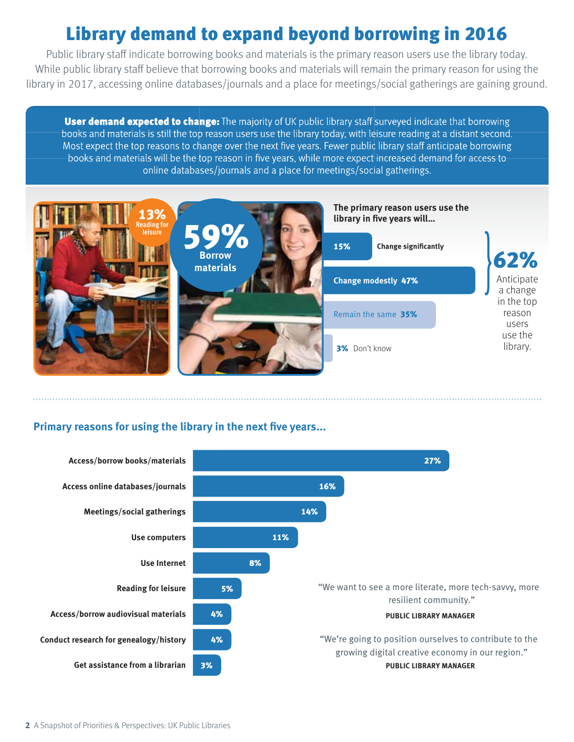# Library demand to expand beyond borrowing in 2016

Public library staff indicate borrowing books and materials is the primary reason users use the library today. While public library staff believe that borrowing books and materials will remain the primary reason for using the library in 2017, accessing online databases/journals and a place for meetings/social gatherings are gaining ground.

**User demand expected to change:** The majority of UK public library staff surveyed indicate that borrowing books and materials is still the top reason users use the library today, with leisure reading at a distant second. Most expect the top reasons to change over the next five years. Fewer public library staff anticipate borrowing books and materials will be the top reason in five years, while more expect increased demand for access to online databases/journals and a place for meetings/social gatherings.

**13%** Reading for leisure

**59%** Borrow materials

**The primary reason users use the library in five years will...**

| Response | % |
|---|---|
| Change significantly | 15% |
| Change modestly | 47% |
| Remain the same | 35% |
| Don't know | 3% |

**62%** Anticipate a change in the top reason users use the library.

## Primary reasons for using the library in the next five years...

| Reason | % |
|---|---|
| Access/borrow books/materials | 27% |
| Access online databases/journals | 16% |
| Meetings/social gatherings | 14% |
| Use computers | 11% |
| Use Internet | 8% |
| Reading for leisure | 5% |
| Access/borrow audiovisual materials | 4% |
| Conduct research for genealogy/history | 4% |
| Get assistance from a librarian | 3% |

"We want to see a more literate, more tech-savvy, more resilient community."

**PUBLIC LIBRARY MANAGER**

"We're going to position ourselves to contribute to the growing digital creative economy in our region."

**PUBLIC LIBRARY MANAGER**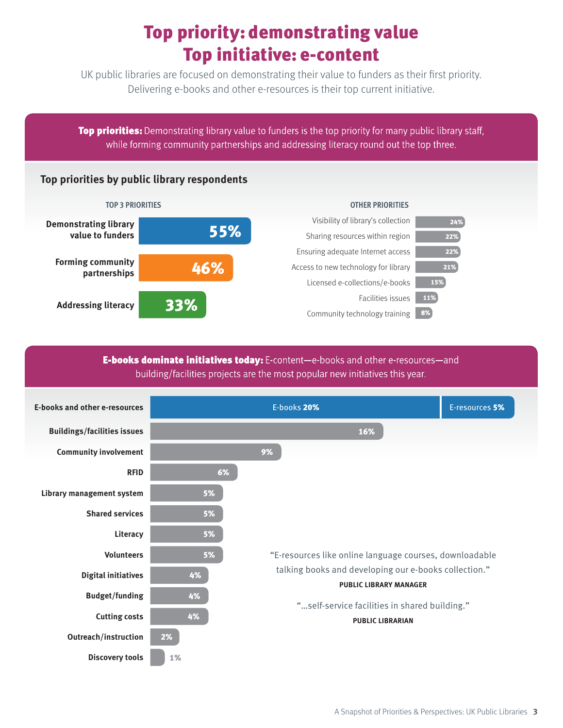# Top priority: demonstrating value
# Top initiative: e-content

UK public libraries are focused on demonstrating their value to funders as their first priority. Delivering e-books and other e-resources is their top current initiative.

**Top priorities:** Demonstrating library value to funders is the top priority for many public library staff, while forming community partnerships and addressing literacy round out the top three.

## Top priorities by public library respondents

### TOP 3 PRIORITIES

| Priority | % |
|---|---|
| Demonstrating library value to funders | 55% |
| Forming community partnerships | 46% |
| Addressing literacy | 33% |

### OTHER PRIORITIES

| Priority | % |
|---|---|
| Visibility of library's collection | 24% |
| Sharing resources within region | 22% |
| Ensuring adequate Internet access | 22% |
| Access to new technology for library | 21% |
| Licensed e-collections/e-books | 15% |
| Facilities issues | 11% |
| Community technology training | 8% |

**E-books dominate initiatives today:** E-content—e-books and other e-resources—and building/facilities projects are the most popular new initiatives this year.

| Initiative | % |
|---|---|
| E-books and other e-resources | E-books 20%, E-resources 5% |
| Buildings/facilities issues | 16% |
| Community involvement | 9% |
| RFID | 6% |
| Library management system | 5% |
| Shared services | 5% |
| Literacy | 5% |
| Volunteers | 5% |
| Digital initiatives | 4% |
| Budget/funding | 4% |
| Cutting costs | 4% |
| Outreach/instruction | 2% |
| Discovery tools | 1% |

"E-resources like online language courses, downloadable talking books and developing our e-books collection."

**PUBLIC LIBRARY MANAGER**

"…self-service facilities in shared building."

**PUBLIC LIBRARIAN**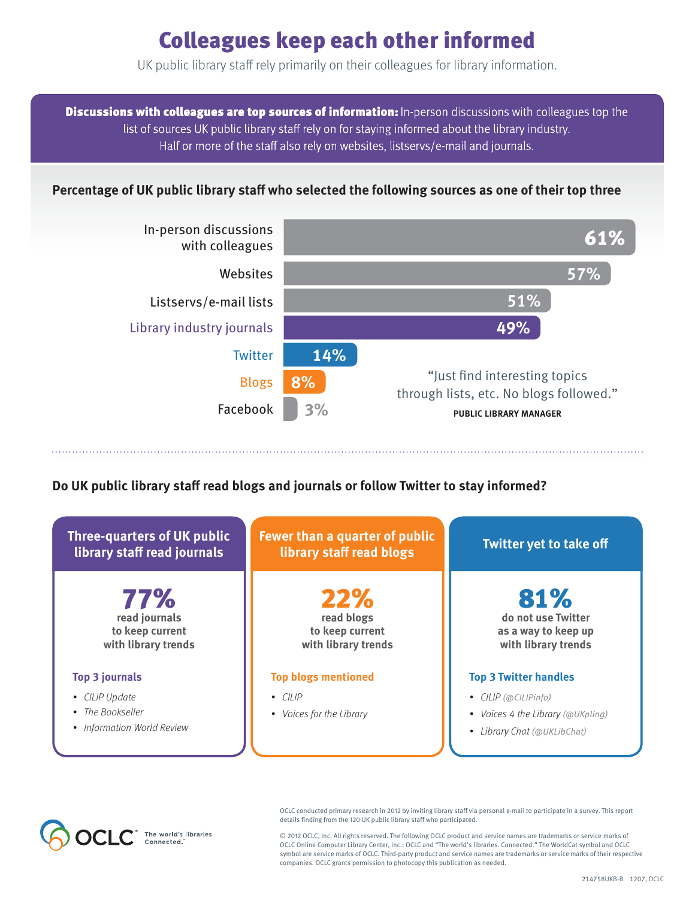# Colleagues keep each other informed

UK public library staff rely primarily on their colleagues for library information.

**Discussions with colleagues are top sources of information:** In-person discussions with colleagues top the list of sources UK public library staff rely on for staying informed about the library industry. Half or more of the staff also rely on websites, listservs/e-mail and journals.

**Percentage of UK public library staff who selected the following sources as one of their top three**

In-person discussions with colleagues 61%
Websites 57%
Listservs/e-mail lists 51%
Library industry journals 49%
Twitter 14%
Blogs 8%
Facebook 3%

"Just find interesting topics through lists, etc. No blogs followed."
PUBLIC LIBRARY MANAGER

**Do UK public library staff read blogs and journals or follow Twitter to stay informed?**

### Three-quarters of UK public library staff read journals

**77%** read journals to keep current with library trends

**Top 3 journals**

- *CILIP Update*
- *The Bookseller*
- *Information World Review*

### Fewer than a quarter of public library staff read blogs

**22%** read blogs to keep current with library trends

**Top blogs mentioned**

- *CILIP*
- *Voices for the Library*

### Twitter yet to take off

**81%** do not use Twitter as a way to keep up with library trends

**Top 3 Twitter handles**

- *CILIP* (@CILIPinfo)
- *Voices 4 the Library* (@UKpling)
- *Library Chat* (@UKLibChat)

OCLC The world's libraries. Connected.

OCLC conducted primary research in 2012 by inviting library staff via personal e-mail to participate in a survey. This report details finding from the 120 UK public library staff who participated.

© 2012 OCLC, Inc. All rights reserved. The following OCLC product and service names are trademarks or service marks of OCLC Online Computer Library Center, Inc.: OCLC and "The world's libraries. Connected." The WorldCat symbol and OCLC symbol are service marks of OCLC. Third-party product and service names are trademarks or service marks of their respective companies. OCLC grants permission to photocopy this publication as needed.

214758UKB-B 1207, OCLC